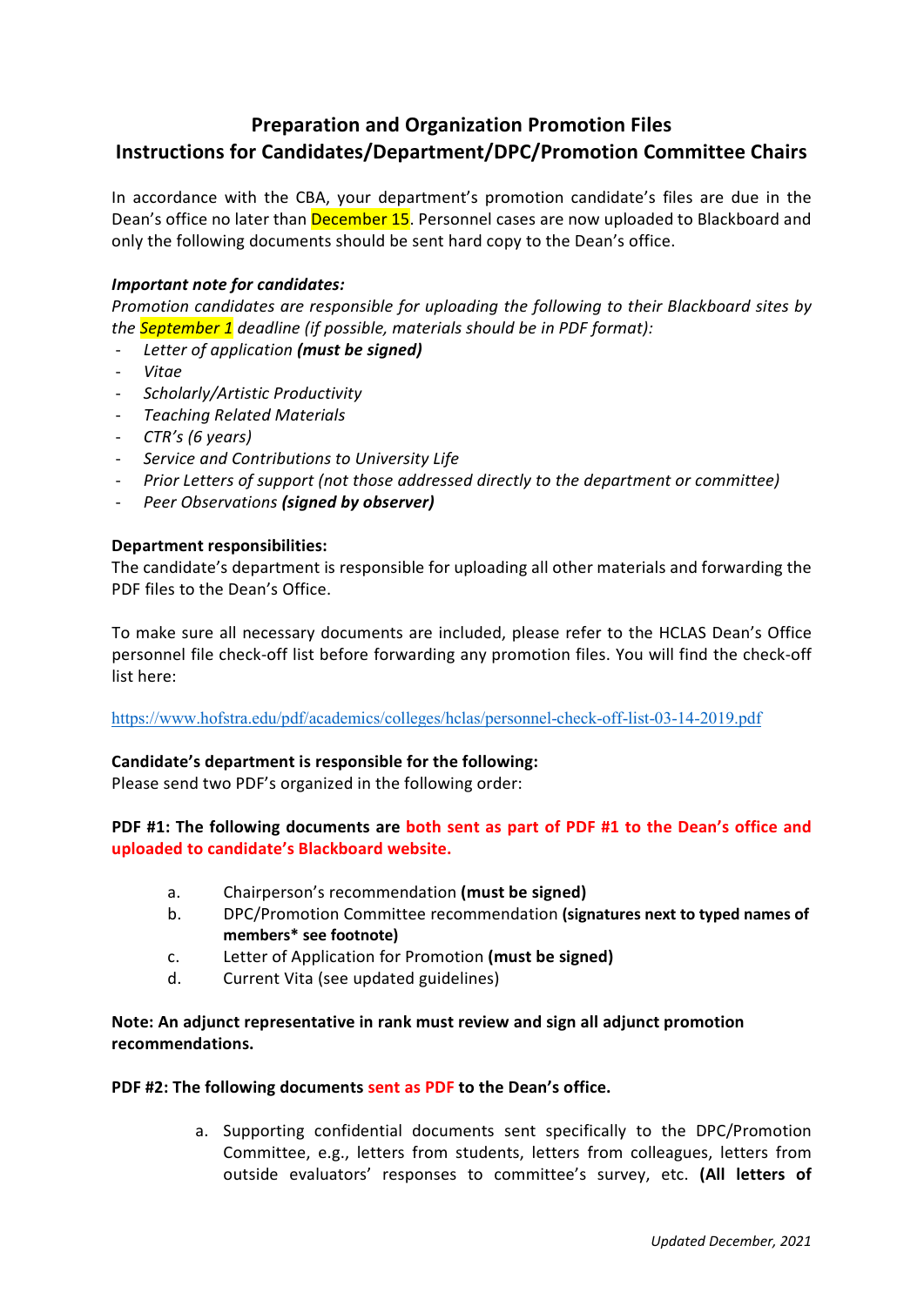# Preparation and Organization Promotion Files
## Instructions for Candidates/Department/DPC/Promotion Committee Chairs

In accordance with the CBA, your department's promotion candidate's files are due in the Dean's office no later than December 15. Personnel cases are now uploaded to Blackboard and only the following documents should be sent hard copy to the Dean's office.

***Important note for candidates:***

*Promotion candidates are responsible for uploading the following to their Blackboard sites by the September 1 deadline (if possible, materials should be in PDF format):*

- *Letter of application* ***(must be signed)***
- *Vitae*
- *Scholarly/Artistic Productivity*
- *Teaching Related Materials*
- *CTR's (6 years)*
- *Service and Contributions to University Life*
- *Prior Letters of support (not those addressed directly to the department or committee)*
- *Peer Observations* ***(signed by observer)***

**Department responsibilities:**

The candidate's department is responsible for uploading all other materials and forwarding the PDF files to the Dean's Office.

To make sure all necessary documents are included, please refer to the HCLAS Dean's Office personnel file check-off list before forwarding any promotion files. You will find the check-off list here:

https://www.hofstra.edu/pdf/academics/colleges/hclas/personnel-check-off-list-03-14-2019.pdf

**Candidate's department is responsible for the following:**

Please send two PDF's organized in the following order:

**PDF #1: The following documents are both sent as part of PDF #1 to the Dean's office and uploaded to candidate's Blackboard website.**

a. Chairperson's recommendation **(must be signed)**
b. DPC/Promotion Committee recommendation **(signatures next to typed names of members\* see footnote)**
c. Letter of Application for Promotion **(must be signed)**
d. Current Vita (see updated guidelines)

**Note: An adjunct representative in rank must review and sign all adjunct promotion recommendations.**

**PDF #2: The following documents sent as PDF to the Dean's office.**

a. Supporting confidential documents sent specifically to the DPC/Promotion Committee, e.g., letters from students, letters from colleagues, letters from outside evaluators' responses to committee's survey, etc. **(All letters of**

*Updated December, 2021*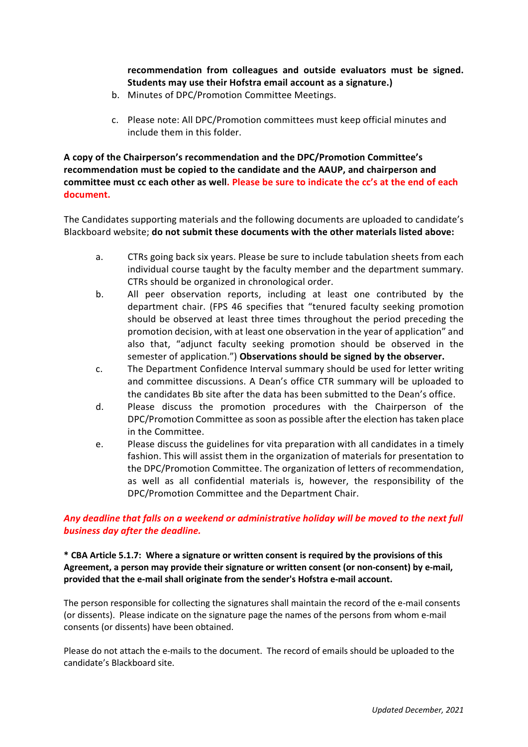**recommendation from colleagues and outside evaluators must be signed. Students may use their Hofstra email account as a signature.)**

b. Minutes of DPC/Promotion Committee Meetings.

c. Please note: All DPC/Promotion committees must keep official minutes and include them in this folder.

**A copy of the Chairperson's recommendation and the DPC/Promotion Committee's recommendation must be copied to the candidate and the AAUP, and chairperson and committee must cc each other as well. Please be sure to indicate the cc's at the end of each document.**

The Candidates supporting materials and the following documents are uploaded to candidate's Blackboard website; **do not submit these documents with the other materials listed above:**

a. CTRs going back six years. Please be sure to include tabulation sheets from each individual course taught by the faculty member and the department summary. CTRs should be organized in chronological order.

b. All peer observation reports, including at least one contributed by the department chair. (FPS 46 specifies that "tenured faculty seeking promotion should be observed at least three times throughout the period preceding the promotion decision, with at least one observation in the year of application" and also that, "adjunct faculty seeking promotion should be observed in the semester of application.") **Observations should be signed by the observer.**

c. The Department Confidence Interval summary should be used for letter writing and committee discussions. A Dean's office CTR summary will be uploaded to the candidates Bb site after the data has been submitted to the Dean's office.

d. Please discuss the promotion procedures with the Chairperson of the DPC/Promotion Committee as soon as possible after the election has taken place in the Committee.

e. Please discuss the guidelines for vita preparation with all candidates in a timely fashion. This will assist them in the organization of materials for presentation to the DPC/Promotion Committee. The organization of letters of recommendation, as well as all confidential materials is, however, the responsibility of the DPC/Promotion Committee and the Department Chair.

***Any deadline that falls on a weekend or administrative holiday will be moved to the next full business day after the deadline.***

**\* CBA Article 5.1.7: Where a signature or written consent is required by the provisions of this Agreement, a person may provide their signature or written consent (or non-consent) by e-mail, provided that the e-mail shall originate from the sender's Hofstra e-mail account.**

The person responsible for collecting the signatures shall maintain the record of the e-mail consents (or dissents). Please indicate on the signature page the names of the persons from whom e-mail consents (or dissents) have been obtained.

Please do not attach the e-mails to the document. The record of emails should be uploaded to the candidate's Blackboard site.

*Updated December, 2021*